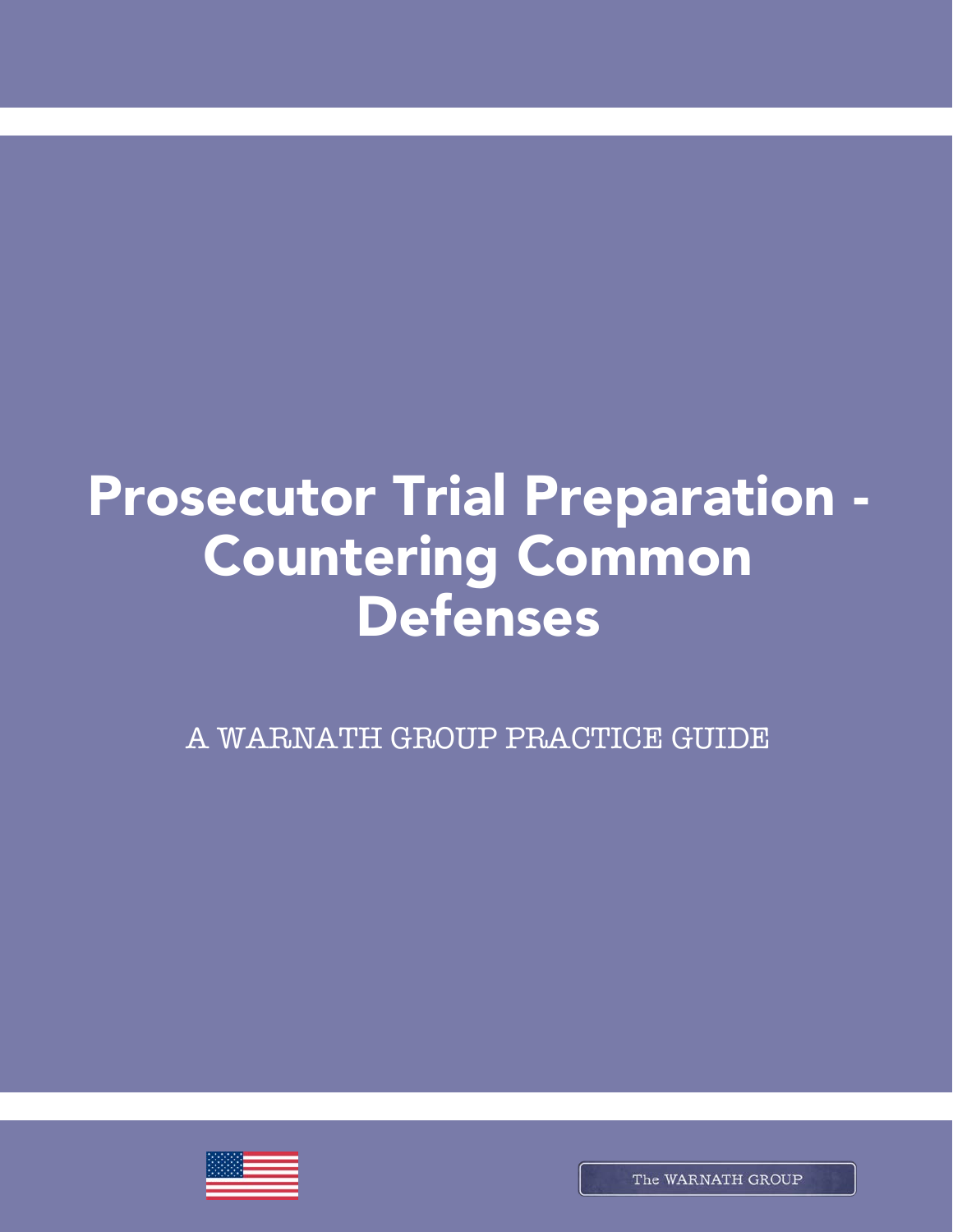# Prosecutor Trial Preparation - Countering Common Defenses

A WARNATH GROUP PRACTICE GUIDE

The WARNATH GROUP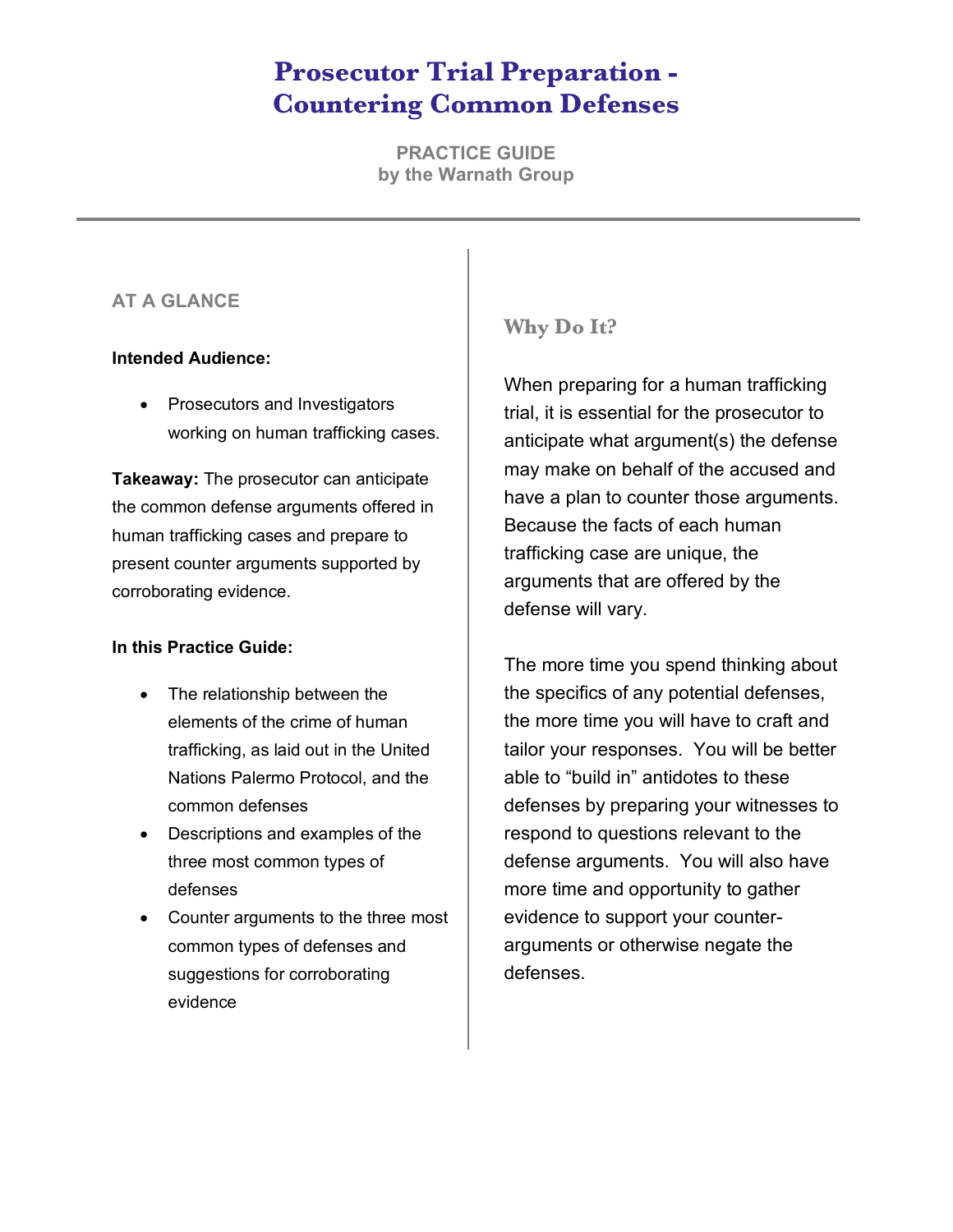# Prosecutor Trial Preparation - Countering Common Defenses

**PRACTICE GUIDE**
**by the Warnath Group**

---

## AT A GLANCE

**Intended Audience:**

- Prosecutors and Investigators working on human trafficking cases.

**Takeaway:** The prosecutor can anticipate the common defense arguments offered in human trafficking cases and prepare to present counter arguments supported by corroborating evidence.

**In this Practice Guide:**

- The relationship between the elements of the crime of human trafficking, as laid out in the United Nations Palermo Protocol, and the common defenses
- Descriptions and examples of the three most common types of defenses
- Counter arguments to the three most common types of defenses and suggestions for corroborating evidence

## Why Do It?

When preparing for a human trafficking trial, it is essential for the prosecutor to anticipate what argument(s) the defense may make on behalf of the accused and have a plan to counter those arguments. Because the facts of each human trafficking case are unique, the arguments that are offered by the defense will vary.

The more time you spend thinking about the specifics of any potential defenses, the more time you will have to craft and tailor your responses. You will be better able to "build in" antidotes to these defenses by preparing your witnesses to respond to questions relevant to the defense arguments. You will also have more time and opportunity to gather evidence to support your counter-arguments or otherwise negate the defenses.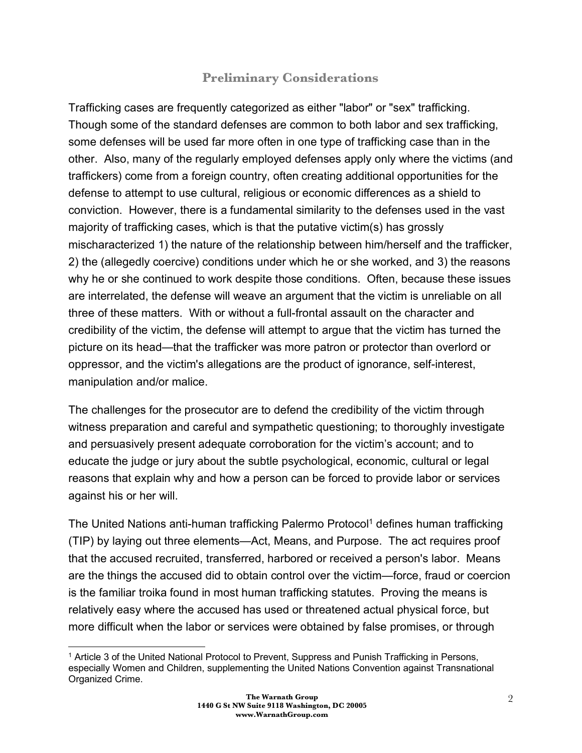## Preliminary Considerations

Trafficking cases are frequently categorized as either "labor" or "sex" trafficking. Though some of the standard defenses are common to both labor and sex trafficking, some defenses will be used far more often in one type of trafficking case than in the other. Also, many of the regularly employed defenses apply only where the victims (and traffickers) come from a foreign country, often creating additional opportunities for the defense to attempt to use cultural, religious or economic differences as a shield to conviction. However, there is a fundamental similarity to the defenses used in the vast majority of trafficking cases, which is that the putative victim(s) has grossly mischaracterized 1) the nature of the relationship between him/herself and the trafficker, 2) the (allegedly coercive) conditions under which he or she worked, and 3) the reasons why he or she continued to work despite those conditions. Often, because these issues are interrelated, the defense will weave an argument that the victim is unreliable on all three of these matters. With or without a full-frontal assault on the character and credibility of the victim, the defense will attempt to argue that the victim has turned the picture on its head—that the trafficker was more patron or protector than overlord or oppressor, and the victim's allegations are the product of ignorance, self-interest, manipulation and/or malice.

The challenges for the prosecutor are to defend the credibility of the victim through witness preparation and careful and sympathetic questioning; to thoroughly investigate and persuasively present adequate corroboration for the victim's account; and to educate the judge or jury about the subtle psychological, economic, cultural or legal reasons that explain why and how a person can be forced to provide labor or services against his or her will.

The United Nations anti-human trafficking Palermo Protocol[1] defines human trafficking (TIP) by laying out three elements—Act, Means, and Purpose. The act requires proof that the accused recruited, transferred, harbored or received a person's labor. Means are the things the accused did to obtain control over the victim—force, fraud or coercion is the familiar troika found in most human trafficking statutes. Proving the means is relatively easy where the accused has used or threatened actual physical force, but more difficult when the labor or services were obtained by false promises, or through

[1] Article 3 of the United National Protocol to Prevent, Suppress and Punish Trafficking in Persons, especially Women and Children, supplementing the United Nations Convention against Transnational Organized Crime.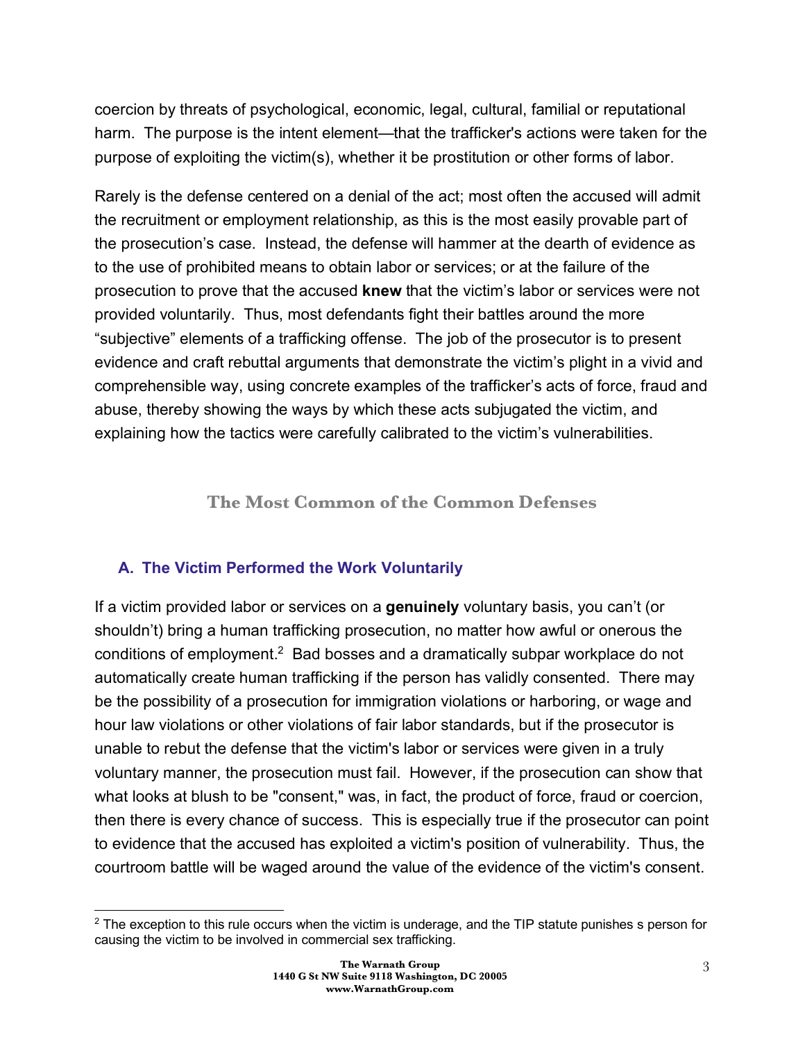coercion by threats of psychological, economic, legal, cultural, familial or reputational harm. The purpose is the intent element—that the trafficker's actions were taken for the purpose of exploiting the victim(s), whether it be prostitution or other forms of labor.

Rarely is the defense centered on a denial of the act; most often the accused will admit the recruitment or employment relationship, as this is the most easily provable part of the prosecution's case. Instead, the defense will hammer at the dearth of evidence as to the use of prohibited means to obtain labor or services; or at the failure of the prosecution to prove that the accused **knew** that the victim's labor or services were not provided voluntarily. Thus, most defendants fight their battles around the more "subjective" elements of a trafficking offense. The job of the prosecutor is to present evidence and craft rebuttal arguments that demonstrate the victim's plight in a vivid and comprehensible way, using concrete examples of the trafficker's acts of force, fraud and abuse, thereby showing the ways by which these acts subjugated the victim, and explaining how the tactics were carefully calibrated to the victim's vulnerabilities.

## The Most Common of the Common Defenses

### A. The Victim Performed the Work Voluntarily

If a victim provided labor or services on a **genuinely** voluntary basis, you can't (or shouldn't) bring a human trafficking prosecution, no matter how awful or onerous the conditions of employment.[2] Bad bosses and a dramatically subpar workplace do not automatically create human trafficking if the person has validly consented. There may be the possibility of a prosecution for immigration violations or harboring, or wage and hour law violations or other violations of fair labor standards, but if the prosecutor is unable to rebut the defense that the victim's labor or services were given in a truly voluntary manner, the prosecution must fail. However, if the prosecution can show that what looks at blush to be "consent," was, in fact, the product of force, fraud or coercion, then there is every chance of success. This is especially true if the prosecutor can point to evidence that the accused has exploited a victim's position of vulnerability. Thus, the courtroom battle will be waged around the value of the evidence of the victim's consent.

---

[2] The exception to this rule occurs when the victim is underage, and the TIP statute punishes s person for causing the victim to be involved in commercial sex trafficking.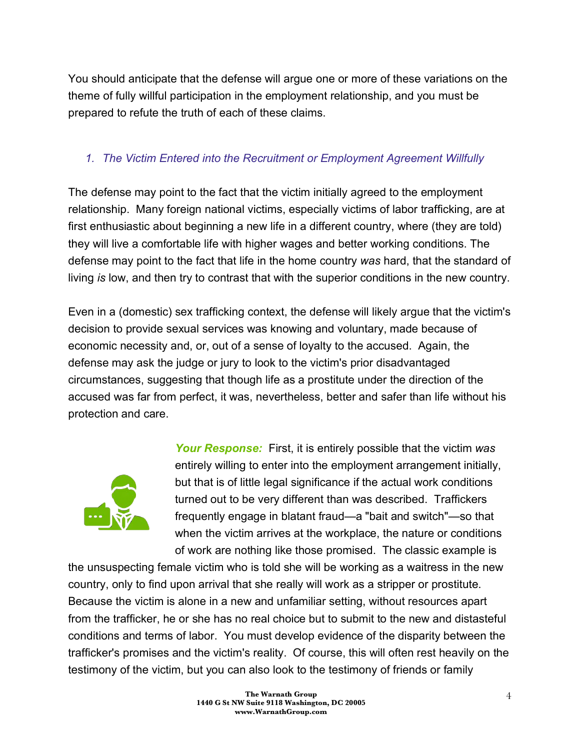You should anticipate that the defense will argue one or more of these variations on the theme of fully willful participation in the employment relationship, and you must be prepared to refute the truth of each of these claims.

### *1. The Victim Entered into the Recruitment or Employment Agreement Willfully*

The defense may point to the fact that the victim initially agreed to the employment relationship. Many foreign national victims, especially victims of labor trafficking, are at first enthusiastic about beginning a new life in a different country, where (they are told) they will live a comfortable life with higher wages and better working conditions. The defense may point to the fact that life in the home country *was* hard, that the standard of living *is* low, and then try to contrast that with the superior conditions in the new country.

Even in a (domestic) sex trafficking context, the defense will likely argue that the victim's decision to provide sexual services was knowing and voluntary, made because of economic necessity and, or, out of a sense of loyalty to the accused. Again, the defense may ask the judge or jury to look to the victim's prior disadvantaged circumstances, suggesting that though life as a prostitute under the direction of the accused was far from perfect, it was, nevertheless, better and safer than life without his protection and care.

***Your Response:*** First, it is entirely possible that the victim *was* entirely willing to enter into the employment arrangement initially, but that is of little legal significance if the actual work conditions turned out to be very different than was described. Traffickers frequently engage in blatant fraud—a "bait and switch"—so that when the victim arrives at the workplace, the nature or conditions of work are nothing like those promised. The classic example is the unsuspecting female victim who is told she will be working as a waitress in the new country, only to find upon arrival that she really will work as a stripper or prostitute. Because the victim is alone in a new and unfamiliar setting, without resources apart from the trafficker, he or she has no real choice but to submit to the new and distasteful conditions and terms of labor. You must develop evidence of the disparity between the trafficker's promises and the victim's reality. Of course, this will often rest heavily on the testimony of the victim, but you can also look to the testimony of friends or family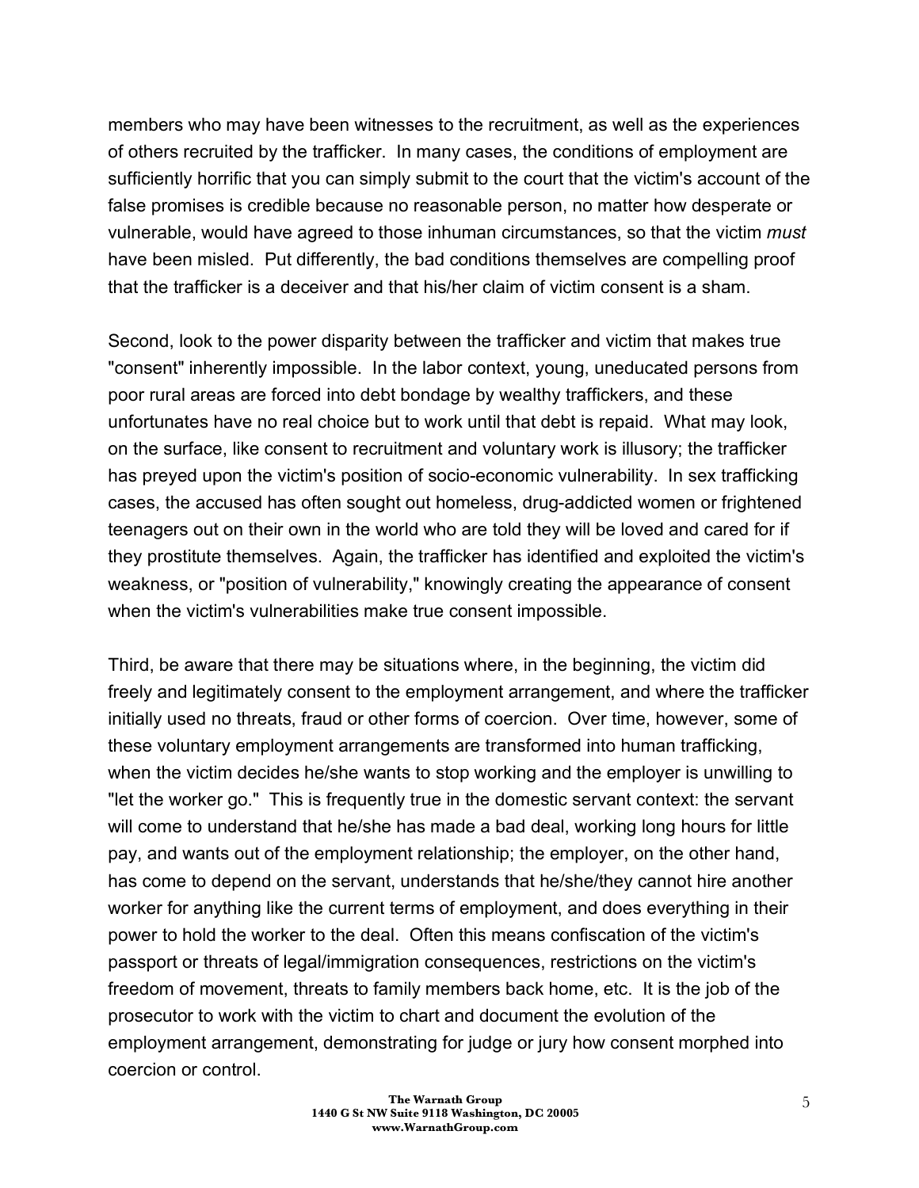members who may have been witnesses to the recruitment, as well as the experiences of others recruited by the trafficker. In many cases, the conditions of employment are sufficiently horrific that you can simply submit to the court that the victim's account of the false promises is credible because no reasonable person, no matter how desperate or vulnerable, would have agreed to those inhuman circumstances, so that the victim *must* have been misled. Put differently, the bad conditions themselves are compelling proof that the trafficker is a deceiver and that his/her claim of victim consent is a sham.

Second, look to the power disparity between the trafficker and victim that makes true "consent" inherently impossible. In the labor context, young, uneducated persons from poor rural areas are forced into debt bondage by wealthy traffickers, and these unfortunates have no real choice but to work until that debt is repaid. What may look, on the surface, like consent to recruitment and voluntary work is illusory; the trafficker has preyed upon the victim's position of socio-economic vulnerability. In sex trafficking cases, the accused has often sought out homeless, drug-addicted women or frightened teenagers out on their own in the world who are told they will be loved and cared for if they prostitute themselves. Again, the trafficker has identified and exploited the victim's weakness, or "position of vulnerability," knowingly creating the appearance of consent when the victim's vulnerabilities make true consent impossible.

Third, be aware that there may be situations where, in the beginning, the victim did freely and legitimately consent to the employment arrangement, and where the trafficker initially used no threats, fraud or other forms of coercion. Over time, however, some of these voluntary employment arrangements are transformed into human trafficking, when the victim decides he/she wants to stop working and the employer is unwilling to "let the worker go." This is frequently true in the domestic servant context: the servant will come to understand that he/she has made a bad deal, working long hours for little pay, and wants out of the employment relationship; the employer, on the other hand, has come to depend on the servant, understands that he/she/they cannot hire another worker for anything like the current terms of employment, and does everything in their power to hold the worker to the deal. Often this means confiscation of the victim's passport or threats of legal/immigration consequences, restrictions on the victim's freedom of movement, threats to family members back home, etc. It is the job of the prosecutor to work with the victim to chart and document the evolution of the employment arrangement, demonstrating for judge or jury how consent morphed into coercion or control.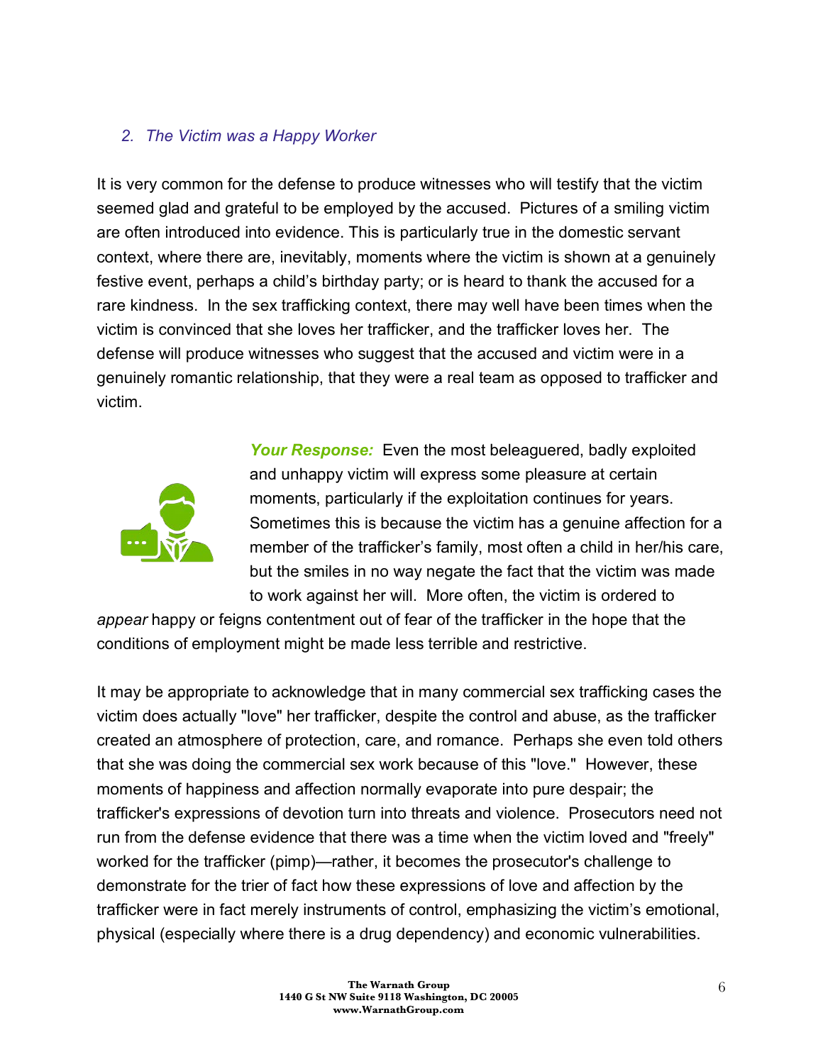### *2. The Victim was a Happy Worker*

It is very common for the defense to produce witnesses who will testify that the victim seemed glad and grateful to be employed by the accused. Pictures of a smiling victim are often introduced into evidence. This is particularly true in the domestic servant context, where there are, inevitably, moments where the victim is shown at a genuinely festive event, perhaps a child's birthday party; or is heard to thank the accused for a rare kindness. In the sex trafficking context, there may well have been times when the victim is convinced that she loves her trafficker, and the trafficker loves her. The defense will produce witnesses who suggest that the accused and victim were in a genuinely romantic relationship, that they were a real team as opposed to trafficker and victim.

***Your Response:*** Even the most beleaguered, badly exploited and unhappy victim will express some pleasure at certain moments, particularly if the exploitation continues for years. Sometimes this is because the victim has a genuine affection for a member of the trafficker's family, most often a child in her/his care, but the smiles in no way negate the fact that the victim was made to work against her will. More often, the victim is ordered to *appear* happy or feigns contentment out of fear of the trafficker in the hope that the conditions of employment might be made less terrible and restrictive.

It may be appropriate to acknowledge that in many commercial sex trafficking cases the victim does actually "love" her trafficker, despite the control and abuse, as the trafficker created an atmosphere of protection, care, and romance. Perhaps she even told others that she was doing the commercial sex work because of this "love." However, these moments of happiness and affection normally evaporate into pure despair; the trafficker's expressions of devotion turn into threats and violence. Prosecutors need not run from the defense evidence that there was a time when the victim loved and "freely" worked for the trafficker (pimp)—rather, it becomes the prosecutor's challenge to demonstrate for the trier of fact how these expressions of love and affection by the trafficker were in fact merely instruments of control, emphasizing the victim's emotional, physical (especially where there is a drug dependency) and economic vulnerabilities.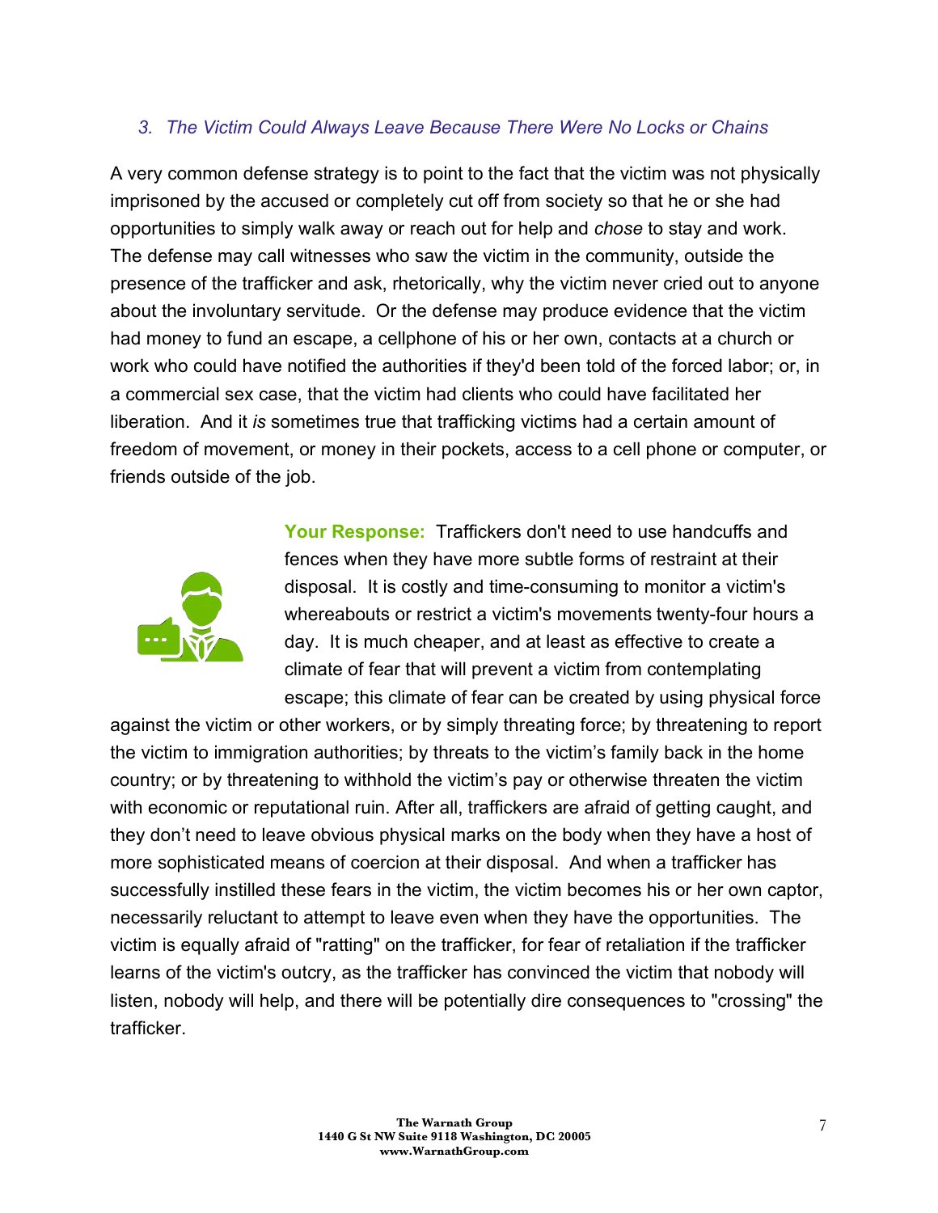### *3. The Victim Could Always Leave Because There Were No Locks or Chains*

A very common defense strategy is to point to the fact that the victim was not physically imprisoned by the accused or completely cut off from society so that he or she had opportunities to simply walk away or reach out for help and *chose* to stay and work. The defense may call witnesses who saw the victim in the community, outside the presence of the trafficker and ask, rhetorically, why the victim never cried out to anyone about the involuntary servitude. Or the defense may produce evidence that the victim had money to fund an escape, a cellphone of his or her own, contacts at a church or work who could have notified the authorities if they'd been told of the forced labor; or, in a commercial sex case, that the victim had clients who could have facilitated her liberation. And it *is* sometimes true that trafficking victims had a certain amount of freedom of movement, or money in their pockets, access to a cell phone or computer, or friends outside of the job.

**Your Response:** Traffickers don't need to use handcuffs and fences when they have more subtle forms of restraint at their disposal. It is costly and time-consuming to monitor a victim's whereabouts or restrict a victim's movements twenty-four hours a day. It is much cheaper, and at least as effective to create a climate of fear that will prevent a victim from contemplating escape; this climate of fear can be created by using physical force against the victim or other workers, or by simply threating force; by threatening to report the victim to immigration authorities; by threats to the victim's family back in the home country; or by threatening to withhold the victim's pay or otherwise threaten the victim with economic or reputational ruin. After all, traffickers are afraid of getting caught, and they don't need to leave obvious physical marks on the body when they have a host of more sophisticated means of coercion at their disposal. And when a trafficker has successfully instilled these fears in the victim, the victim becomes his or her own captor, necessarily reluctant to attempt to leave even when they have the opportunities. The victim is equally afraid of "ratting" on the trafficker, for fear of retaliation if the trafficker learns of the victim's outcry, as the trafficker has convinced the victim that nobody will listen, nobody will help, and there will be potentially dire consequences to "crossing" the trafficker.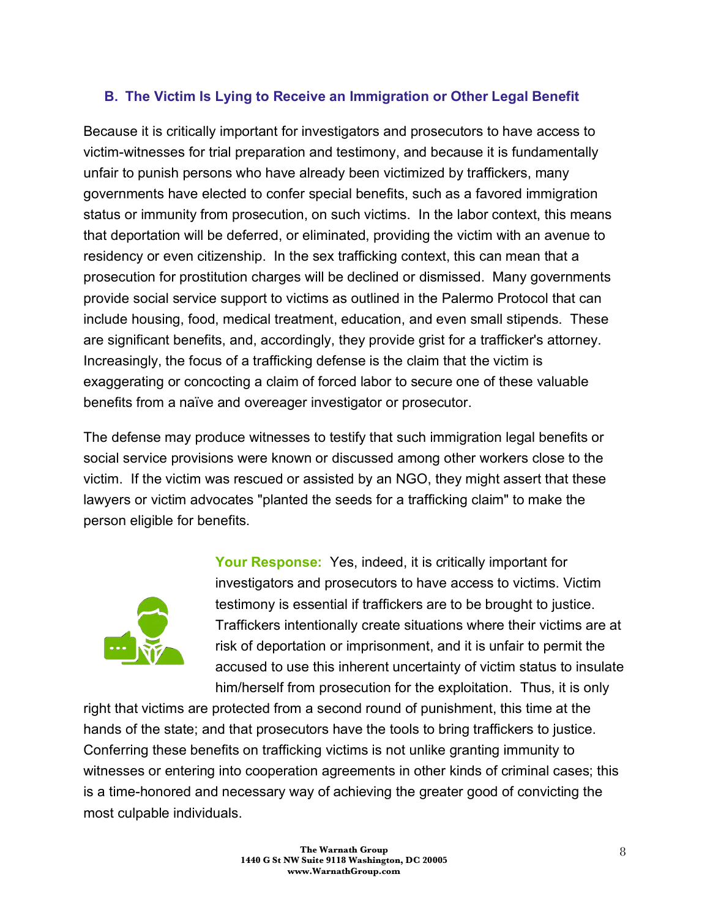### B. The Victim Is Lying to Receive an Immigration or Other Legal Benefit

Because it is critically important for investigators and prosecutors to have access to victim-witnesses for trial preparation and testimony, and because it is fundamentally unfair to punish persons who have already been victimized by traffickers, many governments have elected to confer special benefits, such as a favored immigration status or immunity from prosecution, on such victims. In the labor context, this means that deportation will be deferred, or eliminated, providing the victim with an avenue to residency or even citizenship. In the sex trafficking context, this can mean that a prosecution for prostitution charges will be declined or dismissed. Many governments provide social service support to victims as outlined in the Palermo Protocol that can include housing, food, medical treatment, education, and even small stipends. These are significant benefits, and, accordingly, they provide grist for a trafficker's attorney. Increasingly, the focus of a trafficking defense is the claim that the victim is exaggerating or concocting a claim of forced labor to secure one of these valuable benefits from a naïve and overeager investigator or prosecutor.

The defense may produce witnesses to testify that such immigration legal benefits or social service provisions were known or discussed among other workers close to the victim. If the victim was rescued or assisted by an NGO, they might assert that these lawyers or victim advocates "planted the seeds for a trafficking claim" to make the person eligible for benefits.

**Your Response:** Yes, indeed, it is critically important for investigators and prosecutors to have access to victims. Victim testimony is essential if traffickers are to be brought to justice. Traffickers intentionally create situations where their victims are at risk of deportation or imprisonment, and it is unfair to permit the accused to use this inherent uncertainty of victim status to insulate him/herself from prosecution for the exploitation. Thus, it is only right that victims are protected from a second round of punishment, this time at the hands of the state; and that prosecutors have the tools to bring traffickers to justice. Conferring these benefits on trafficking victims is not unlike granting immunity to witnesses or entering into cooperation agreements in other kinds of criminal cases; this is a time-honored and necessary way of achieving the greater good of convicting the most culpable individuals.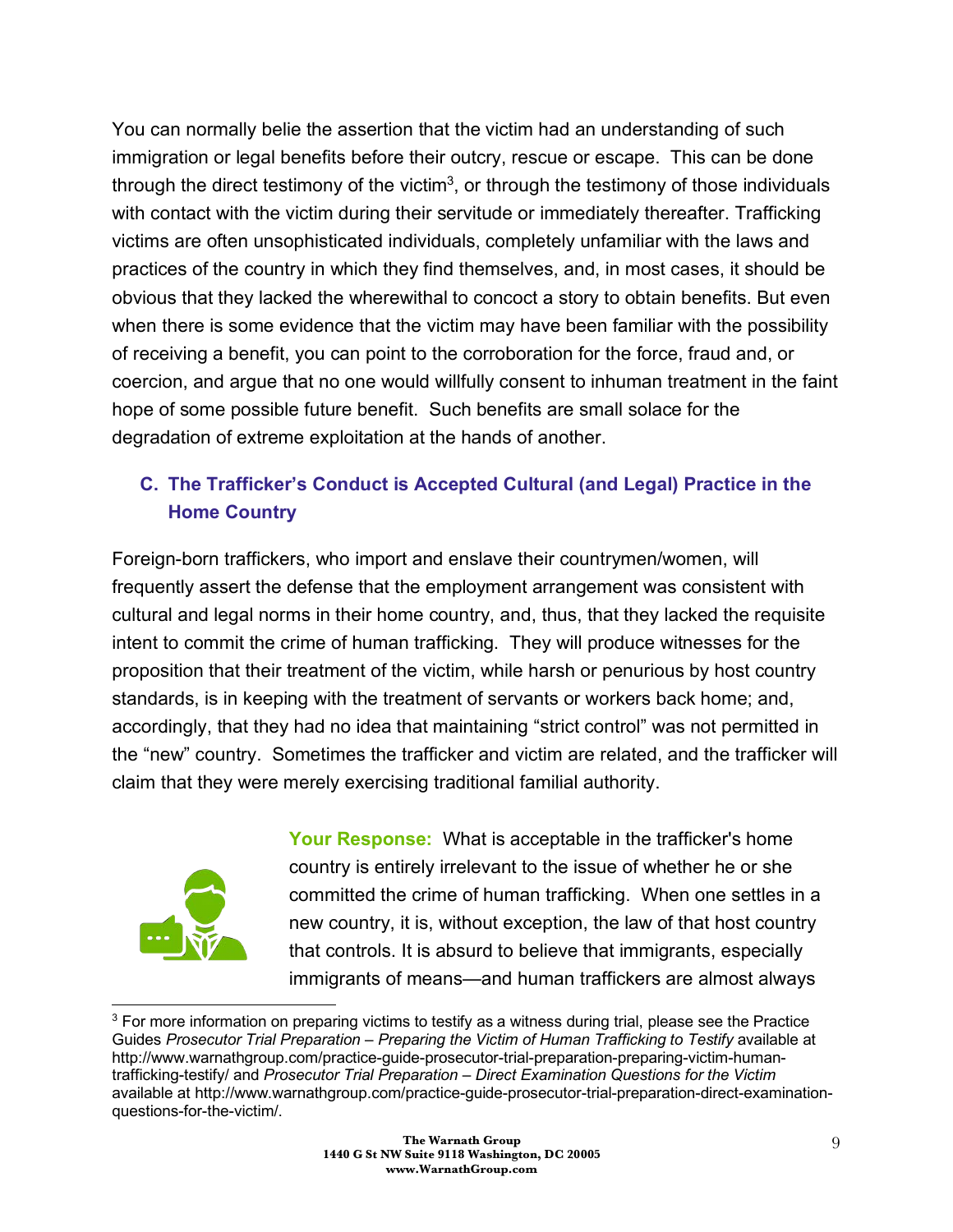You can normally belie the assertion that the victim had an understanding of such immigration or legal benefits before their outcry, rescue or escape. This can be done through the direct testimony of the victim[3], or through the testimony of those individuals with contact with the victim during their servitude or immediately thereafter. Trafficking victims are often unsophisticated individuals, completely unfamiliar with the laws and practices of the country in which they find themselves, and, in most cases, it should be obvious that they lacked the wherewithal to concoct a story to obtain benefits. But even when there is some evidence that the victim may have been familiar with the possibility of receiving a benefit, you can point to the corroboration for the force, fraud and, or coercion, and argue that no one would willfully consent to inhuman treatment in the faint hope of some possible future benefit. Such benefits are small solace for the degradation of extreme exploitation at the hands of another.

### C. The Trafficker's Conduct is Accepted Cultural (and Legal) Practice in the Home Country

Foreign-born traffickers, who import and enslave their countrymen/women, will frequently assert the defense that the employment arrangement was consistent with cultural and legal norms in their home country, and, thus, that they lacked the requisite intent to commit the crime of human trafficking. They will produce witnesses for the proposition that their treatment of the victim, while harsh or penurious by host country standards, is in keeping with the treatment of servants or workers back home; and, accordingly, that they had no idea that maintaining "strict control" was not permitted in the "new" country. Sometimes the trafficker and victim are related, and the trafficker will claim that they were merely exercising traditional familial authority.

**Your Response:** What is acceptable in the trafficker's home country is entirely irrelevant to the issue of whether he or she committed the crime of human trafficking. When one settles in a new country, it is, without exception, the law of that host country that controls. It is absurd to believe that immigrants, especially immigrants of means—and human traffickers are almost always

[3] For more information on preparing victims to testify as a witness during trial, please see the Practice Guides *Prosecutor Trial Preparation – Preparing the Victim of Human Trafficking to Testify* available at http://www.warnathgroup.com/practice-guide-prosecutor-trial-preparation-preparing-victim-human-trafficking-testify/ and *Prosecutor Trial Preparation – Direct Examination Questions for the Victim* available at http://www.warnathgroup.com/practice-guide-prosecutor-trial-preparation-direct-examination-questions-for-the-victim/.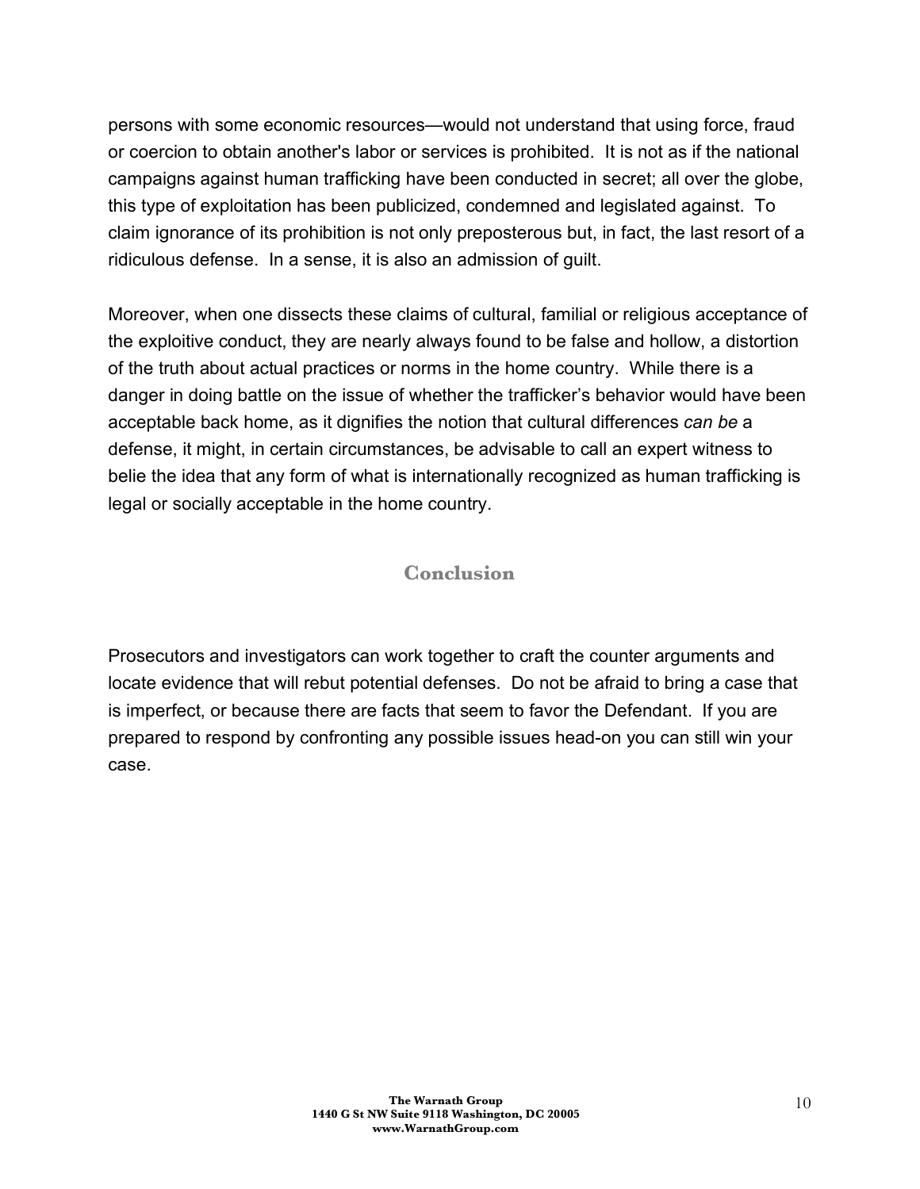persons with some economic resources—would not understand that using force, fraud or coercion to obtain another's labor or services is prohibited. It is not as if the national campaigns against human trafficking have been conducted in secret; all over the globe, this type of exploitation has been publicized, condemned and legislated against. To claim ignorance of its prohibition is not only preposterous but, in fact, the last resort of a ridiculous defense. In a sense, it is also an admission of guilt.

Moreover, when one dissects these claims of cultural, familial or religious acceptance of the exploitive conduct, they are nearly always found to be false and hollow, a distortion of the truth about actual practices or norms in the home country. While there is a danger in doing battle on the issue of whether the trafficker's behavior would have been acceptable back home, as it dignifies the notion that cultural differences *can be* a defense, it might, in certain circumstances, be advisable to call an expert witness to belie the idea that any form of what is internationally recognized as human trafficking is legal or socially acceptable in the home country.

## Conclusion

Prosecutors and investigators can work together to craft the counter arguments and locate evidence that will rebut potential defenses. Do not be afraid to bring a case that is imperfect, or because there are facts that seem to favor the Defendant. If you are prepared to respond by confronting any possible issues head-on you can still win your case.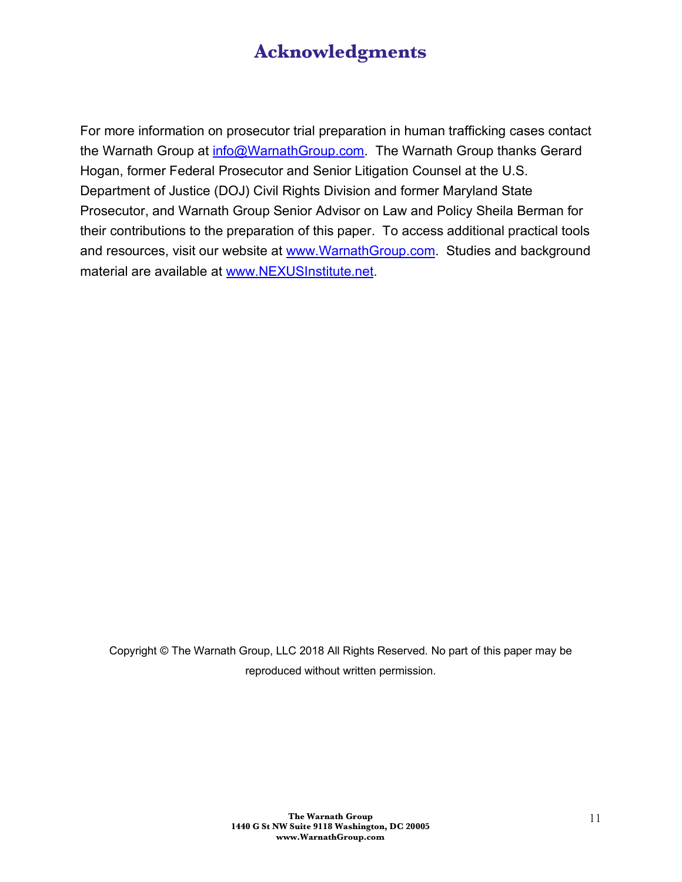# Acknowledgments

For more information on prosecutor trial preparation in human trafficking cases contact the Warnath Group at info@WarnathGroup.com. The Warnath Group thanks Gerard Hogan, former Federal Prosecutor and Senior Litigation Counsel at the U.S. Department of Justice (DOJ) Civil Rights Division and former Maryland State Prosecutor, and Warnath Group Senior Advisor on Law and Policy Sheila Berman for their contributions to the preparation of this paper. To access additional practical tools and resources, visit our website at www.WarnathGroup.com. Studies and background material are available at www.NEXUSInstitute.net.

Copyright © The Warnath Group, LLC 2018 All Rights Reserved. No part of this paper may be reproduced without written permission.